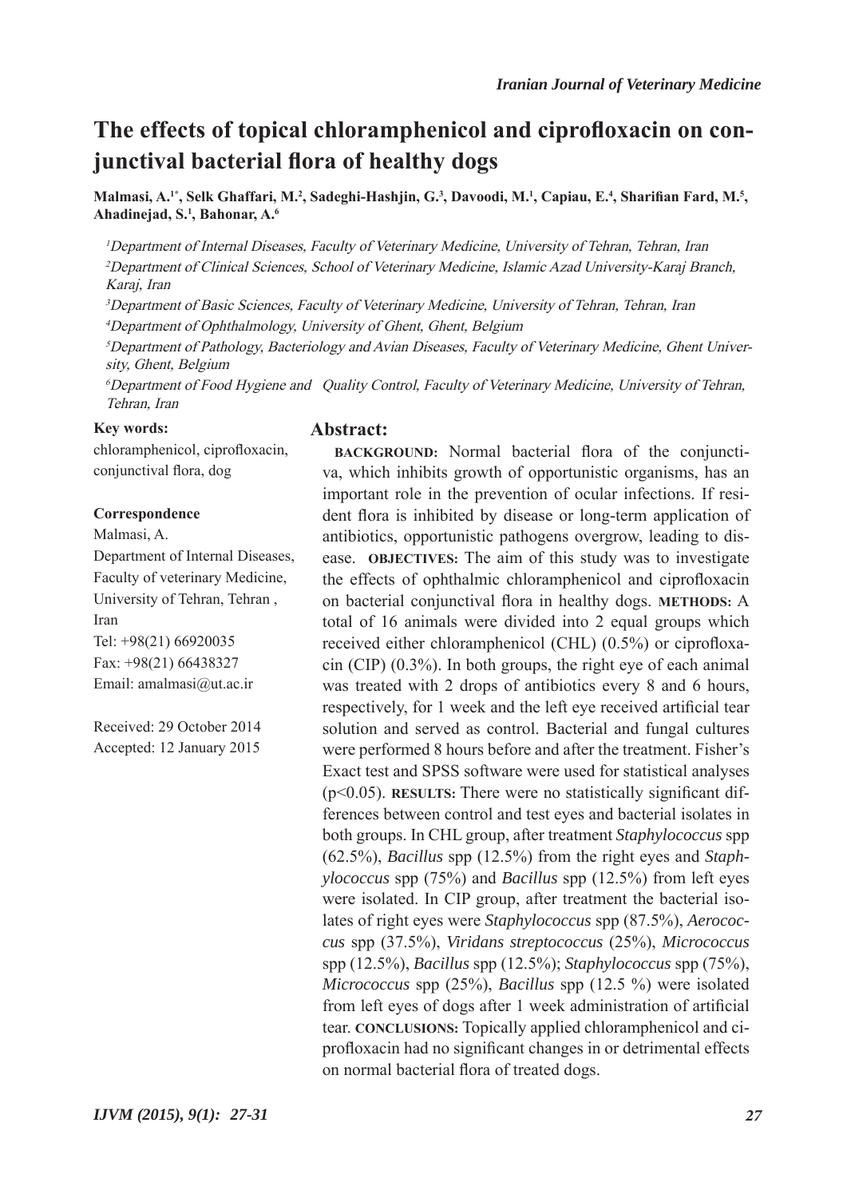# The effects of topical chloramphenicol and ciprofloxacin on conjunctival bacterial flora of healthy dogs

**Malmasi, A.[1*], Selk Ghaffari, M.[2], Sadeghi-Hashjin, G.[3], Davoodi, M.[1], Capiau, E.[4], Sharifian Fard, M.[5], Ahadinejad, S.[1], Bahonar, A.[6]**

[1] *Department of Internal Diseases, Faculty of Veterinary Medicine, University of Tehran, Tehran, Iran*

[2] *Department of Clinical Sciences, School of Veterinary Medicine, Islamic Azad University-Karaj Branch, Karaj, Iran*

[3] *Department of Basic Sciences, Faculty of Veterinary Medicine, University of Tehran, Tehran, Iran*

[4] *Department of Ophthalmology, University of Ghent, Ghent, Belgium*

[5] *Department of Pathology, Bacteriology and Avian Diseases, Faculty of Veterinary Medicine, Ghent University, Ghent, Belgium*

[6] *Department of Food Hygiene and Quality Control, Faculty of Veterinary Medicine, University of Tehran, Tehran, Iran*

**Key words:**
chloramphenicol, ciprofloxacin, conjunctival flora, dog

**Correspondence**
Malmasi, A.
Department of Internal Diseases, Faculty of veterinary Medicine, University of Tehran, Tehran , Iran
Tel: +98(21) 66920035
Fax: +98(21) 66438327
Email: amalmasi@ut.ac.ir

Received: 29 October 2014
Accepted: 12 January 2015

## Abstract:

**BACKGROUND:** Normal bacterial flora of the conjunctiva, which inhibits growth of opportunistic organisms, has an important role in the prevention of ocular infections. If resident flora is inhibited by disease or long-term application of antibiotics, opportunistic pathogens overgrow, leading to disease. **OBJECTIVES:** The aim of this study was to investigate the effects of ophthalmic chloramphenicol and ciprofloxacin on bacterial conjunctival flora in healthy dogs. **METHODS:** A total of 16 animals were divided into 2 equal groups which received either chloramphenicol (CHL) (0.5%) or ciprofloxacin (CIP) (0.3%). In both groups, the right eye of each animal was treated with 2 drops of antibiotics every 8 and 6 hours, respectively, for 1 week and the left eye received artificial tear solution and served as control. Bacterial and fungal cultures were performed 8 hours before and after the treatment. Fisher's Exact test and SPSS software were used for statistical analyses ($p<0.05$). **RESULTS:** There were no statistically significant differences between control and test eyes and bacterial isolates in both groups. In CHL group, after treatment *Staphylococcus* spp (62.5%), *Bacillus* spp (12.5%) from the right eyes and *Staphylococcus* spp (75%) and *Bacillus* spp (12.5%) from left eyes were isolated. In CIP group, after treatment the bacterial isolates of right eyes were *Staphylococcus* spp (87.5%), *Aerococcus* spp (37.5%), *Viridans streptococcus* (25%), *Micrococcus* spp (12.5%), *Bacillus* spp (12.5%); *Staphylococcus* spp (75%), *Micrococcus* spp (25%), *Bacillus* spp (12.5 %) were isolated from left eyes of dogs after 1 week administration of artificial tear. **CONCLUSIONS:** Topically applied chloramphenicol and ciprofloxacin had no significant changes in or detrimental effects on normal bacterial flora of treated dogs.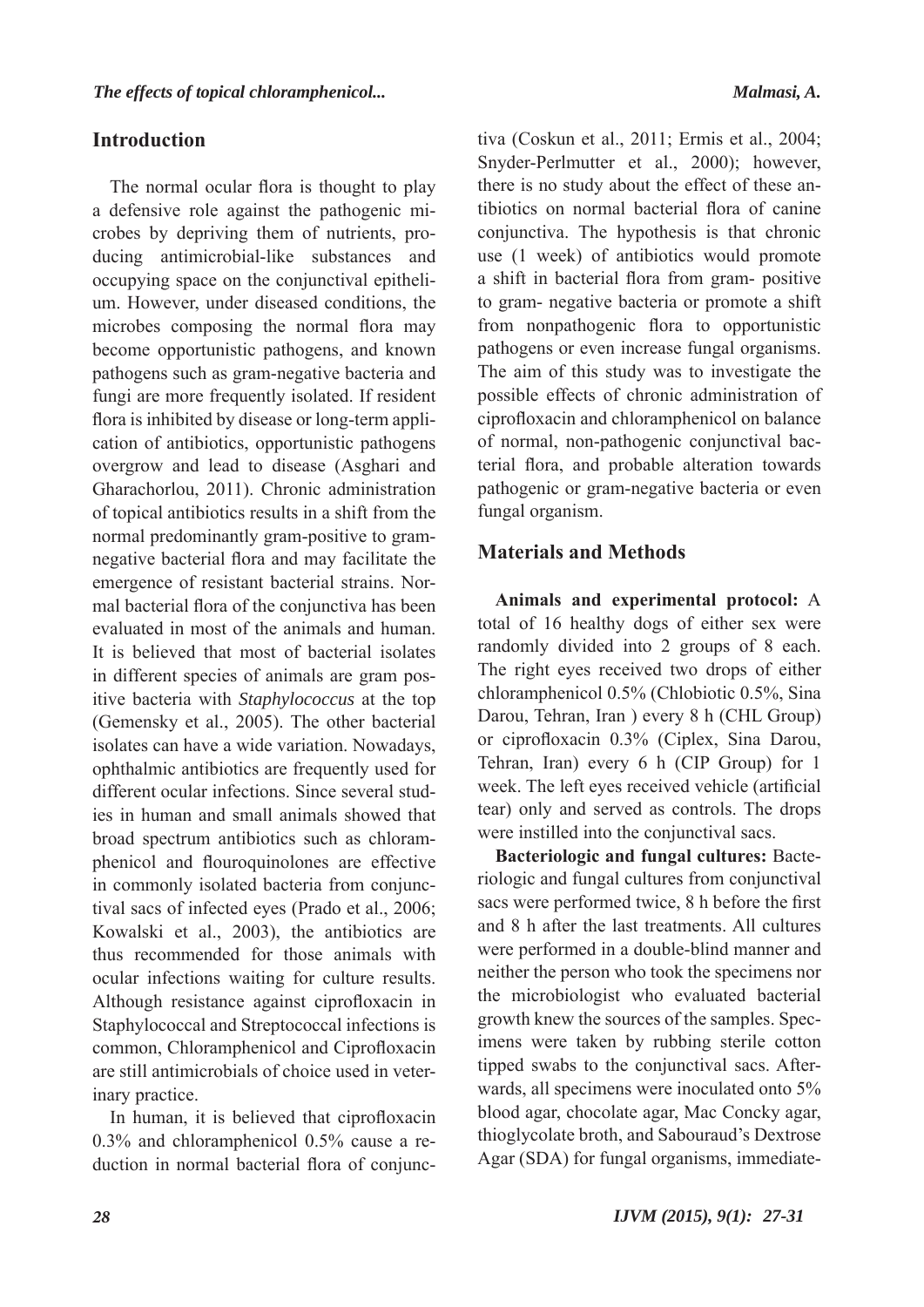## Introduction

The normal ocular flora is thought to play a defensive role against the pathogenic microbes by depriving them of nutrients, producing antimicrobial-like substances and occupying space on the conjunctival epithelium. However, under diseased conditions, the microbes composing the normal flora may become opportunistic pathogens, and known pathogens such as gram-negative bacteria and fungi are more frequently isolated. If resident flora is inhibited by disease or long-term application of antibiotics, opportunistic pathogens overgrow and lead to disease (Asghari and Gharachorlou, 2011). Chronic administration of topical antibiotics results in a shift from the normal predominantly gram-positive to gram-negative bacterial flora and may facilitate the emergence of resistant bacterial strains. Normal bacterial flora of the conjunctiva has been evaluated in most of the animals and human. It is believed that most of bacterial isolates in different species of animals are gram positive bacteria with *Staphylococcus* at the top (Gemensky et al., 2005). The other bacterial isolates can have a wide variation. Nowadays, ophthalmic antibiotics are frequently used for different ocular infections. Since several studies in human and small animals showed that broad spectrum antibiotics such as chloramphenicol and flouroquinolones are effective in commonly isolated bacteria from conjunctival sacs of infected eyes (Prado et al., 2006; Kowalski et al., 2003), the antibiotics are thus recommended for those animals with ocular infections waiting for culture results. Although resistance against ciprofloxacin in Staphylococcal and Streptococcal infections is common, Chloramphenicol and Ciprofloxacin are still antimicrobials of choice used in veterinary practice.

In human, it is believed that ciprofloxacin 0.3% and chloramphenicol 0.5% cause a reduction in normal bacterial flora of conjunctiva (Coskun et al., 2011; Ermis et al., 2004; Snyder-Perlmutter et al., 2000); however, there is no study about the effect of these antibiotics on normal bacterial flora of canine conjunctiva. The hypothesis is that chronic use (1 week) of antibiotics would promote a shift in bacterial flora from gram- positive to gram- negative bacteria or promote a shift from nonpathogenic flora to opportunistic pathogens or even increase fungal organisms. The aim of this study was to investigate the possible effects of chronic administration of ciprofloxacin and chloramphenicol on balance of normal, non-pathogenic conjunctival bacterial flora, and probable alteration towards pathogenic or gram-negative bacteria or even fungal organism.

## Materials and Methods

**Animals and experimental protocol:** A total of 16 healthy dogs of either sex were randomly divided into 2 groups of 8 each. The right eyes received two drops of either chloramphenicol 0.5% (Chlobiotic 0.5%, Sina Darou, Tehran, Iran ) every 8 h (CHL Group) or ciprofloxacin 0.3% (Ciplex, Sina Darou, Tehran, Iran) every 6 h (CIP Group) for 1 week. The left eyes received vehicle (artificial tear) only and served as controls. The drops were instilled into the conjunctival sacs.

**Bacteriologic and fungal cultures:** Bacteriologic and fungal cultures from conjunctival sacs were performed twice, 8 h before the first and 8 h after the last treatments. All cultures were performed in a double-blind manner and neither the person who took the specimens nor the microbiologist who evaluated bacterial growth knew the sources of the samples. Specimens were taken by rubbing sterile cotton tipped swabs to the conjunctival sacs. Afterwards, all specimens were inoculated onto 5% blood agar, chocolate agar, Mac Concky agar, thioglycolate broth, and Sabouraud's Dextrose Agar (SDA) for fungal organisms, immediate-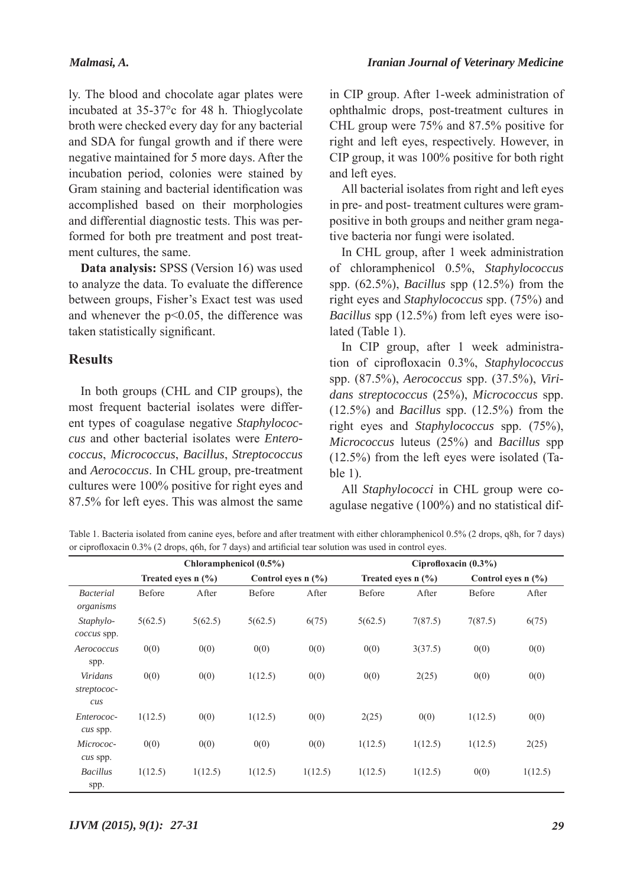ly. The blood and chocolate agar plates were incubated at 35-37°c for 48 h. Thioglycolate broth were checked every day for any bacterial and SDA for fungal growth and if there were negative maintained for 5 more days. After the incubation period, colonies were stained by Gram staining and bacterial identification was accomplished based on their morphologies and differential diagnostic tests. This was performed for both pre treatment and post treatment cultures, the same.

**Data analysis:** SPSS (Version 16) was used to analyze the data. To evaluate the difference between groups, Fisher's Exact test was used and whenever the $p<0.05$, the difference was taken statistically significant.

## Results

In both groups (CHL and CIP groups), the most frequent bacterial isolates were different types of coagulase negative *Staphylococcus* and other bacterial isolates were *Enterococcus*, *Micrococcus*, *Bacillus*, *Streptococcus* and *Aerococcus*. In CHL group, pre-treatment cultures were 100% positive for right eyes and 87.5% for left eyes. This was almost the same in CIP group. After 1-week administration of ophthalmic drops, post-treatment cultures in CHL group were 75% and 87.5% positive for right and left eyes, respectively. However, in CIP group, it was 100% positive for both right and left eyes.

All bacterial isolates from right and left eyes in pre- and post- treatment cultures were gram-positive in both groups and neither gram negative bacteria nor fungi were isolated.

In CHL group, after 1 week administration of chloramphenicol 0.5%, *Staphylococcus* spp. (62.5%), *Bacillus* spp (12.5%) from the right eyes and *Staphylococcus* spp. (75%) and *Bacillus* spp (12.5%) from left eyes were isolated (Table 1).

In CIP group, after 1 week administration of ciprofloxacin 0.3%, *Staphylococcus* spp. (87.5%), *Aerococcus* spp. (37.5%), *Viridans streptococcus* (25%), *Micrococcus* spp. (12.5%) and *Bacillus* spp. (12.5%) from the right eyes and *Staphylococcus* spp. (75%), *Micrococcus* luteus (25%) and *Bacillus* spp (12.5%) from the left eyes were isolated (Table 1).

All *Staphylococci* in CHL group were coagulase negative (100%) and no statistical dif-

Table 1. Bacteria isolated from canine eyes, before and after treatment with either chloramphenicol 0.5% (2 drops, q8h, for 7 days) or ciprofloxacin 0.3% (2 drops, q6h, for 7 days) and artificial tear solution was used in control eyes.

| | Chloramphenicol (0.5%) | | | | Ciprofloxacin (0.3%) | | | |
|---|---|---|---|---|---|---|---|---|
| | Treated eyes n (%) | | Control eyes n (%) | | Treated eyes n (%) | | Control eyes n (%) | |
| *Bacterial organisms* | Before | After | Before | After | Before | After | Before | After |
| *Staphylococcus* spp. | 5(62.5) | 5(62.5) | 5(62.5) | 6(75) | 5(62.5) | 7(87.5) | 7(87.5) | 6(75) |
| *Aerococcus* spp. | 0(0) | 0(0) | 0(0) | 0(0) | 0(0) | 3(37.5) | 0(0) | 0(0) |
| *Viridans streptococcus* | 0(0) | 0(0) | 1(12.5) | 0(0) | 0(0) | 2(25) | 0(0) | 0(0) |
| *Enterococcus* spp. | 1(12.5) | 0(0) | 1(12.5) | 0(0) | 2(25) | 0(0) | 1(12.5) | 0(0) |
| *Micrococcus* spp. | 0(0) | 0(0) | 0(0) | 0(0) | 1(12.5) | 1(12.5) | 1(12.5) | 2(25) |
| *Bacillus* spp. | 1(12.5) | 1(12.5) | 1(12.5) | 1(12.5) | 1(12.5) | 1(12.5) | 0(0) | 1(12.5) |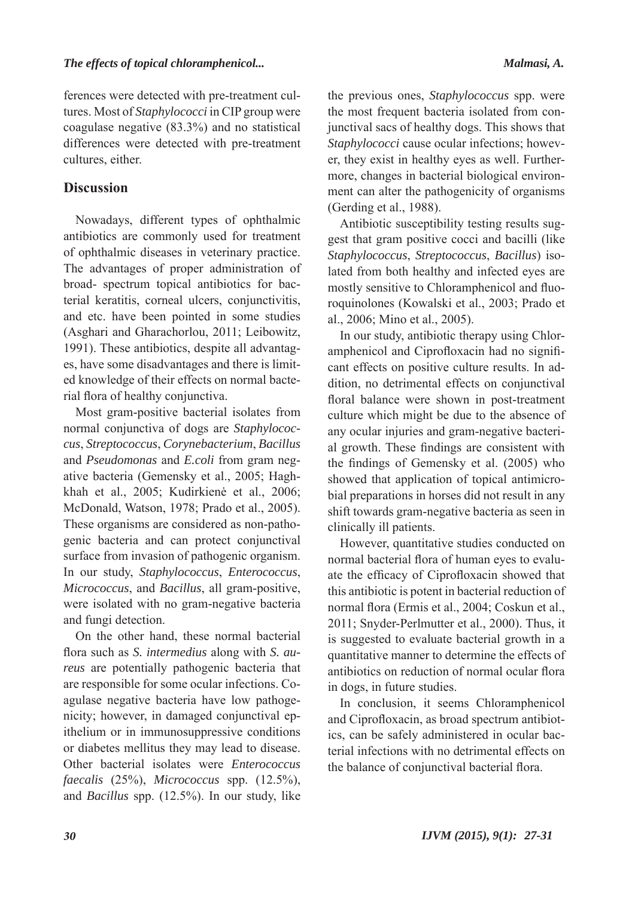ferences were detected with pre-treatment cultures. Most of *Staphylococci* in CIP group were coagulase negative (83.3%) and no statistical differences were detected with pre-treatment cultures, either.

## Discussion

Nowadays, different types of ophthalmic antibiotics are commonly used for treatment of ophthalmic diseases in veterinary practice. The advantages of proper administration of broad- spectrum topical antibiotics for bacterial keratitis, corneal ulcers, conjunctivitis, and etc. have been pointed in some studies (Asghari and Gharachorlou, 2011; Leibowitz, 1991). These antibiotics, despite all advantages, have some disadvantages and there is limited knowledge of their effects on normal bacterial flora of healthy conjunctiva.

Most gram-positive bacterial isolates from normal conjunctiva of dogs are *Staphylococcus*, *Streptococcus*, *Corynebacterium*, *Bacillus* and *Pseudomonas* and *E.coli* from gram negative bacteria (Gemensky et al., 2005; Haghkhah et al., 2005; Kudirkienė et al., 2006; McDonald, Watson, 1978; Prado et al., 2005). These organisms are considered as non-pathogenic bacteria and can protect conjunctival surface from invasion of pathogenic organism. In our study, *Staphylococcus*, *Enterococcus*, *Micrococcus*, and *Bacillus*, all gram-positive, were isolated with no gram-negative bacteria and fungi detection.

On the other hand, these normal bacterial flora such as *S. intermedius* along with *S. aureus* are potentially pathogenic bacteria that are responsible for some ocular infections. Coagulase negative bacteria have low pathogenicity; however, in damaged conjunctival epithelium or in immunosuppressive conditions or diabetes mellitus they may lead to disease. Other bacterial isolates were *Enterococcus faecalis* (25%), *Micrococcus* spp. (12.5%), and *Bacillus* spp. (12.5%). In our study, like the previous ones, *Staphylococcus* spp. were the most frequent bacteria isolated from conjunctival sacs of healthy dogs. This shows that *Staphylococci* cause ocular infections; however, they exist in healthy eyes as well. Furthermore, changes in bacterial biological environment can alter the pathogenicity of organisms (Gerding et al., 1988).

Antibiotic susceptibility testing results suggest that gram positive cocci and bacilli (like *Staphylococcus*, *Streptococcus*, *Bacillus*) isolated from both healthy and infected eyes are mostly sensitive to Chloramphenicol and fluoroquinolones (Kowalski et al., 2003; Prado et al., 2006; Mino et al., 2005).

In our study, antibiotic therapy using Chloramphenicol and Ciprofloxacin had no significant effects on positive culture results. In addition, no detrimental effects on conjunctival floral balance were shown in post-treatment culture which might be due to the absence of any ocular injuries and gram-negative bacterial growth. These findings are consistent with the findings of Gemensky et al. (2005) who showed that application of topical antimicrobial preparations in horses did not result in any shift towards gram-negative bacteria as seen in clinically ill patients.

However, quantitative studies conducted on normal bacterial flora of human eyes to evaluate the efficacy of Ciprofloxacin showed that this antibiotic is potent in bacterial reduction of normal flora (Ermis et al., 2004; Coskun et al., 2011; Snyder-Perlmutter et al., 2000). Thus, it is suggested to evaluate bacterial growth in a quantitative manner to determine the effects of antibiotics on reduction of normal ocular flora in dogs, in future studies.

In conclusion, it seems Chloramphenicol and Ciprofloxacin, as broad spectrum antibiotics, can be safely administered in ocular bacterial infections with no detrimental effects on the balance of conjunctival bacterial flora.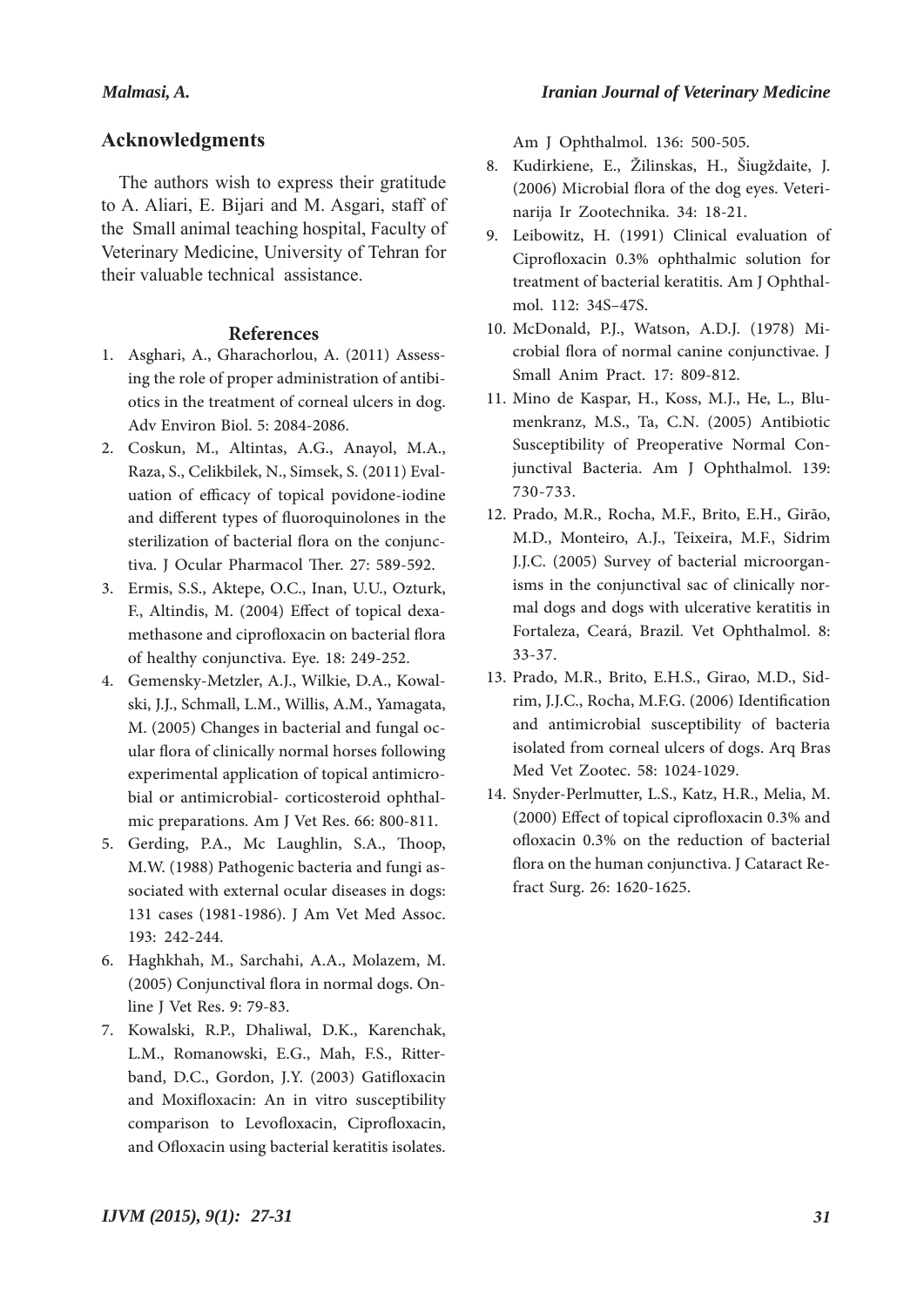## Acknowledgments

The authors wish to express their gratitude to A. Aliari, E. Bijari and M. Asgari, staff of the Small animal teaching hospital, Faculty of Veterinary Medicine, University of Tehran for their valuable technical assistance.

## References

1. Asghari, A., Gharachorlou, A. (2011) Assessing the role of proper administration of antibiotics in the treatment of corneal ulcers in dog. Adv Environ Biol. 5: 2084-2086.
2. Coskun, M., Altintas, A.G., Anayol, M.A., Raza, S., Celikbilek, N., Simsek, S. (2011) Evaluation of efficacy of topical povidone-iodine and different types of fluoroquinolones in the sterilization of bacterial flora on the conjunctiva. J Ocular Pharmacol Ther. 27: 589-592.
3. Ermis, S.S., Aktepe, O.C., Inan, U.U., Ozturk, F., Altindis, M. (2004) Effect of topical dexamethasone and ciprofloxacin on bacterial flora of healthy conjunctiva. Eye. 18: 249-252.
4. Gemensky-Metzler, A.J., Wilkie, D.A., Kowalski, J.J., Schmall, L.M., Willis, A.M., Yamagata, M. (2005) Changes in bacterial and fungal ocular flora of clinically normal horses following experimental application of topical antimicrobial or antimicrobial- corticosteroid ophthalmic preparations. Am J Vet Res. 66: 800-811.
5. Gerding, P.A., Mc Laughlin, S.A., Thoop, M.W. (1988) Pathogenic bacteria and fungi associated with external ocular diseases in dogs: 131 cases (1981-1986). J Am Vet Med Assoc. 193: 242-244.
6. Haghkhah, M., Sarchahi, A.A., Molazem, M. (2005) Conjunctival flora in normal dogs. Online J Vet Res. 9: 79-83.
7. Kowalski, R.P., Dhaliwal, D.K., Karenchak, L.M., Romanowski, E.G., Mah, F.S., Ritterband, D.C., Gordon, J.Y. (2003) Gatifloxacin and Moxifloxacin: An in vitro susceptibility comparison to Levofloxacin, Ciprofloxacin, and Ofloxacin using bacterial keratitis isolates. Am J Ophthalmol. 136: 500-505.
8. Kudirkiene, E., Žilinskas, H., Šiugždaite, J. (2006) Microbial flora of the dog eyes. Veterinarija Ir Zootechnika. 34: 18-21.
9. Leibowitz, H. (1991) Clinical evaluation of Ciprofloxacin 0.3% ophthalmic solution for treatment of bacterial keratitis. Am J Ophthalmol. 112: 34S–47S.
10. McDonald, P.J., Watson, A.D.J. (1978) Microbial flora of normal canine conjunctivae. J Small Anim Pract. 17: 809-812.
11. Mino de Kaspar, H., Koss, M.J., He, L., Blumenkranz, M.S., Ta, C.N. (2005) Antibiotic Susceptibility of Preoperative Normal Conjunctival Bacteria. Am J Ophthalmol. 139: 730-733.
12. Prado, M.R., Rocha, M.F., Brito, E.H., Girão, M.D., Monteiro, A.J., Teixeira, M.F., Sidrim J.J.C. (2005) Survey of bacterial microorganisms in the conjunctival sac of clinically normal dogs and dogs with ulcerative keratitis in Fortaleza, Ceará, Brazil. Vet Ophthalmol. 8: 33-37.
13. Prado, M.R., Brito, E.H.S., Girao, M.D., Sidrim, J.J.C., Rocha, M.F.G. (2006) Identification and antimicrobial susceptibility of bacteria isolated from corneal ulcers of dogs. Arq Bras Med Vet Zootec. 58: 1024-1029.
14. Snyder-Perlmutter, L.S., Katz, H.R., Melia, M. (2000) Effect of topical ciprofloxacin 0.3% and ofloxacin 0.3% on the reduction of bacterial flora on the human conjunctiva. J Cataract Refract Surg. 26: 1620-1625.